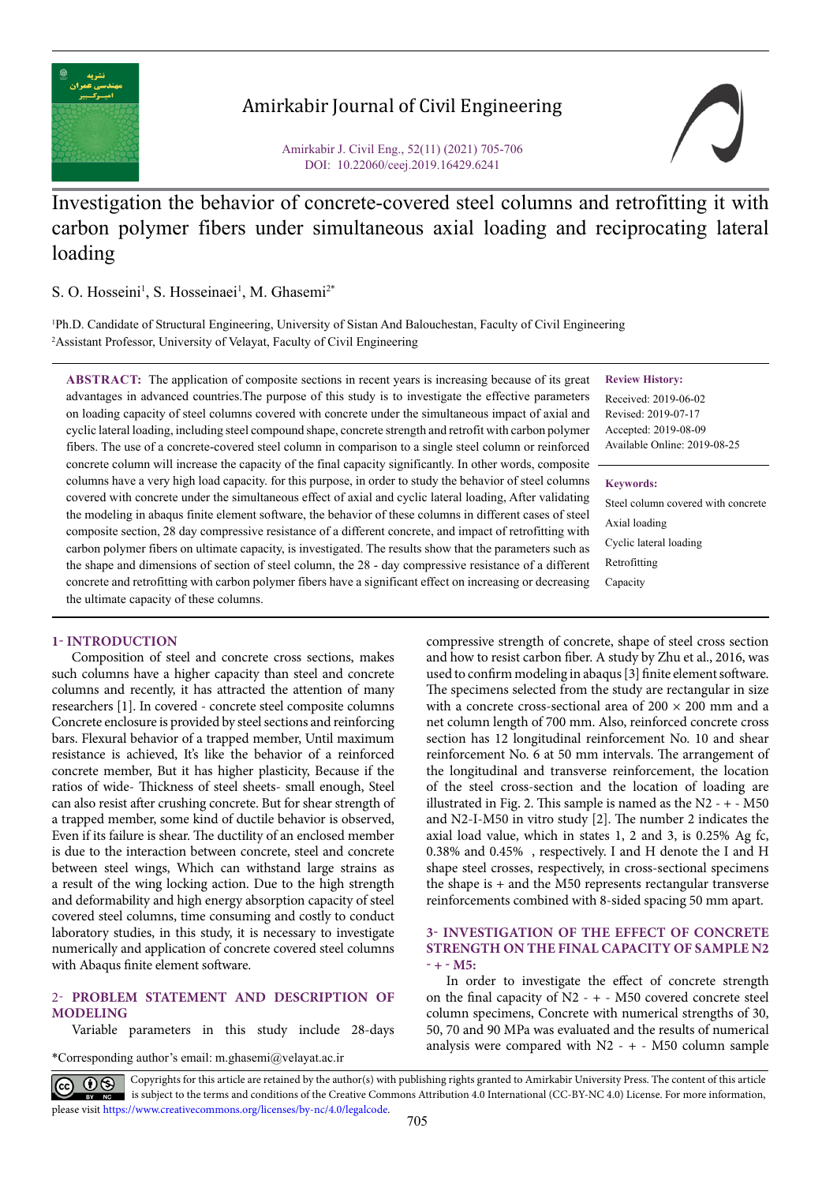# Investigation the behavior of concrete-covered steel columns and retrofitting it with carbon polymer fibers under simultaneous axial loading and reciprocating lateral loading

S. O. Hosseini[1], S. Hosseinaei[1], M. Ghasemi[2*]

[1]Ph.D. Candidate of Structural Engineering, University of Sistan And Balouchestan, Faculty of Civil Engineering
[2]Assistant Professor, University of Velayat, Faculty of Civil Engineering

**ABSTRACT:** The application of composite sections in recent years is increasing because of its great advantages in advanced countries.The purpose of this study is to investigate the effective parameters on loading capacity of steel columns covered with concrete under the simultaneous impact of axial and cyclic lateral loading, including steel compound shape, concrete strength and retrofit with carbon polymer fibers. The use of a concrete-covered steel column in comparison to a single steel column or reinforced concrete column will increase the capacity of the final capacity significantly. In other words, composite columns have a very high load capacity. for this purpose, in order to study the behavior of steel columns covered with concrete under the simultaneous effect of axial and cyclic lateral loading, After validating the modeling in abaqus finite element software, the behavior of these columns in different cases of steel composite section, 28 day compressive resistance of a different concrete, and impact of retrofitting with carbon polymer fibers on ultimate capacity, is investigated. The results show that the parameters such as the shape and dimensions of section of steel column, the 28 - day compressive resistance of a different concrete and retrofitting with carbon polymer fibers have a significant effect on increasing or decreasing the ultimate capacity of these columns.

**Review History:**

Received: 2019-06-02
Revised: 2019-07-17
Accepted: 2019-08-09
Available Online: 2019-08-25

**Keywords:**

Steel column covered with concrete
Axial loading
Cyclic lateral loading
Retrofitting
Capacity

## 1- INTRODUCTION

Composition of steel and concrete cross sections, makes such columns have a higher capacity than steel and concrete columns and recently, it has attracted the attention of many researchers [1]. In covered - concrete steel composite columns Concrete enclosure is provided by steel sections and reinforcing bars. Flexural behavior of a trapped member, Until maximum resistance is achieved, It's like the behavior of a reinforced concrete member, But it has higher plasticity, Because if the ratios of wide- Thickness of steel sheets- small enough, Steel can also resist after crushing concrete. But for shear strength of a trapped member, some kind of ductile behavior is observed, Even if its failure is shear. The ductility of an enclosed member is due to the interaction between concrete, steel and concrete between steel wings, Which can withstand large strains as a result of the wing locking action. Due to the high strength and deformability and high energy absorption capacity of steel covered steel columns, time consuming and costly to conduct laboratory studies, in this study, it is necessary to investigate numerically and application of concrete covered steel columns with Abaqus finite element software.

## 2- PROBLEM STATEMENT AND DESCRIPTION OF MODELING

Variable parameters in this study include 28-days compressive strength of concrete, shape of steel cross section and how to resist carbon fiber. A study by Zhu et al., 2016, was used to confirm modeling in abaqus [3] finite element software. The specimens selected from the study are rectangular in size with a concrete cross-sectional area of 200 × 200 mm and a net column length of 700 mm. Also, reinforced concrete cross section has 12 longitudinal reinforcement No. 10 and shear reinforcement No. 6 at 50 mm intervals. The arrangement of the longitudinal and transverse reinforcement, the location of the steel cross-section and the location of loading are illustrated in Fig. 2. This sample is named as the N2 - + - M50 and N2-I-M50 in vitro study [2]. The number 2 indicates the axial load value, which in states 1, 2 and 3, is 0.25% Ag fc, 0.38% and 0.45% , respectively. I and H denote the I and H shape steel crosses, respectively, in cross-sectional specimens the shape is + and the M50 represents rectangular transverse reinforcements combined with 8-sided spacing 50 mm apart.

## 3- INVESTIGATION OF THE EFFECT OF CONCRETE STRENGTH ON THE FINAL CAPACITY OF SAMPLE N2 - + - M5:

In order to investigate the effect of concrete strength on the final capacity of N2 - + - M50 covered concrete steel column specimens, Concrete with numerical strengths of 30, 50, 70 and 90 MPa was evaluated and the results of numerical analysis were compared with N2 - + - M50 column sample

*Corresponding author's email: m.ghasemi@velayat.ac.ir

Copyrights for this article are retained by the author(s) with publishing rights granted to Amirkabir University Press. The content of this article is subject to the terms and conditions of the Creative Commons Attribution 4.0 International (CC-BY-NC 4.0) License. For more information, please visit https://www.creativecommons.org/licenses/by-nc/4.0/legalcode.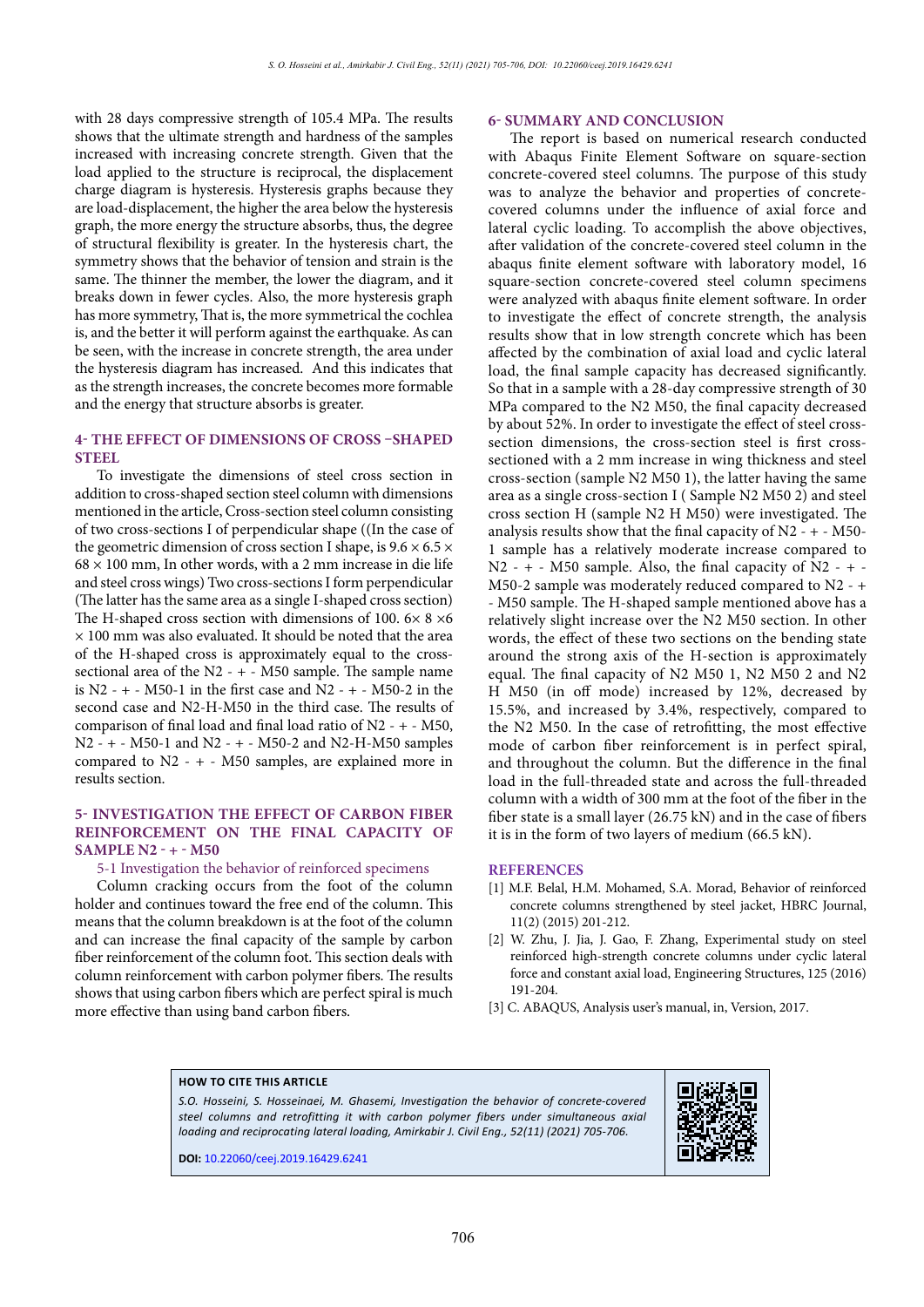with 28 days compressive strength of 105.4 MPa. The results shows that the ultimate strength and hardness of the samples increased with increasing concrete strength. Given that the load applied to the structure is reciprocal, the displacement charge diagram is hysteresis. Hysteresis graphs because they are load-displacement, the higher the area below the hysteresis graph, the more energy the structure absorbs, thus, the degree of structural flexibility is greater. In the hysteresis chart, the symmetry shows that the behavior of tension and strain is the same. The thinner the member, the lower the diagram, and it breaks down in fewer cycles. Also, the more hysteresis graph has more symmetry, That is, the more symmetrical the cochlea is, and the better it will perform against the earthquake. As can be seen, with the increase in concrete strength, the area under the hysteresis diagram has increased. And this indicates that as the strength increases, the concrete becomes more formable and the energy that structure absorbs is greater.

## 4- THE EFFECT OF DIMENSIONS OF CROSS –SHAPED STEEL

To investigate the dimensions of steel cross section in addition to cross-shaped section steel column with dimensions mentioned in the article, Cross-section steel column consisting of two cross-sections I of perpendicular shape ((In the case of the geometric dimension of cross section I shape, is $9.6 \times 6.5 \times 68 \times 100$ mm, In other words, with a 2 mm increase in die life and steel cross wings) Two cross-sections I form perpendicular (The latter has the same area as a single I-shaped cross section) The H-shaped cross section with dimensions of 100. $6\times 8 \times 6 \times 100$ mm was also evaluated. It should be noted that the area of the H-shaped cross is approximately equal to the cross-sectional area of the N2 - + - M50 sample. The sample name is N2 - + - M50-1 in the first case and N2 - + - M50-2 in the second case and N2-H-M50 in the third case. The results of comparison of final load and final load ratio of N2 - + - M50, N2 - + - M50-1 and N2 - + - M50-2 and N2-H-M50 samples compared to N2 - + - M50 samples, are explained more in results section.

## 5- INVESTIGATION THE EFFECT OF CARBON FIBER REINFORCEMENT ON THE FINAL CAPACITY OF SAMPLE N2 - + - M50

### 5-1 Investigation the behavior of reinforced specimens

Column cracking occurs from the foot of the column holder and continues toward the free end of the column. This means that the column breakdown is at the foot of the column and can increase the final capacity of the sample by carbon fiber reinforcement of the column foot. This section deals with column reinforcement with carbon polymer fibers. The results shows that using carbon fibers which are perfect spiral is much more effective than using band carbon fibers.

## 6- SUMMARY AND CONCLUSION

The report is based on numerical research conducted with Abaqus Finite Element Software on square-section concrete-covered steel columns. The purpose of this study was to analyze the behavior and properties of concrete-covered columns under the influence of axial force and lateral cyclic loading. To accomplish the above objectives, after validation of the concrete-covered steel column in the abaqus finite element software with laboratory model, 16 square-section concrete-covered steel column specimens were analyzed with abaqus finite element software. In order to investigate the effect of concrete strength, the analysis results show that in low strength concrete which has been affected by the combination of axial load and cyclic lateral load, the final sample capacity has decreased significantly. So that in a sample with a 28-day compressive strength of 30 MPa compared to the N2 M50, the final capacity decreased by about 52%. In order to investigate the effect of steel cross-section dimensions, the cross-section steel is first cross-sectioned with a 2 mm increase in wing thickness and steel cross-section (sample N2 M50 1), the latter having the same area as a single cross-section I ( Sample N2 M50 2) and steel cross section H (sample N2 H M50) were investigated. The analysis results show that the final capacity of N2 - + - M50-1 sample has a relatively moderate increase compared to N2 - + - M50 sample. Also, the final capacity of N2 - + - M50-2 sample was moderately reduced compared to N2 - + - M50 sample. The H-shaped sample mentioned above has a relatively slight increase over the N2 M50 section. In other words, the effect of these two sections on the bending state around the strong axis of the H-section is approximately equal. The final capacity of N2 M50 1, N2 M50 2 and N2 H M50 (in off mode) increased by 12%, decreased by 15.5%, and increased by 3.4%, respectively, compared to the N2 M50. In the case of retrofitting, the most effective mode of carbon fiber reinforcement is in perfect spiral, and throughout the column. But the difference in the final load in the full-threaded state and across the full-threaded column with a width of 300 mm at the foot of the fiber in the fiber state is a small layer (26.75 kN) and in the case of fibers it is in the form of two layers of medium (66.5 kN).

## REFERENCES

[1] M.F. Belal, H.M. Mohamed, S.A. Morad, Behavior of reinforced concrete columns strengthened by steel jacket, HBRC Journal, 11(2) (2015) 201-212.

[2] W. Zhu, J. Jia, J. Gao, F. Zhang, Experimental study on steel reinforced high-strength concrete columns under cyclic lateral force and constant axial load, Engineering Structures, 125 (2016) 191-204.

[3] C. ABAQUS, Analysis user's manual, in, Version, 2017.

**HOW TO CITE THIS ARTICLE**

*S.O. Hosseini, S. Hosseinaei, M. Ghasemi, Investigation the behavior of concrete-covered steel columns and retrofitting it with carbon polymer fibers under simultaneous axial loading and reciprocating lateral loading, Amirkabir J. Civil Eng., 52(11) (2021) 705-706.*

**DOI:** 10.22060/ceej.2019.16429.6241